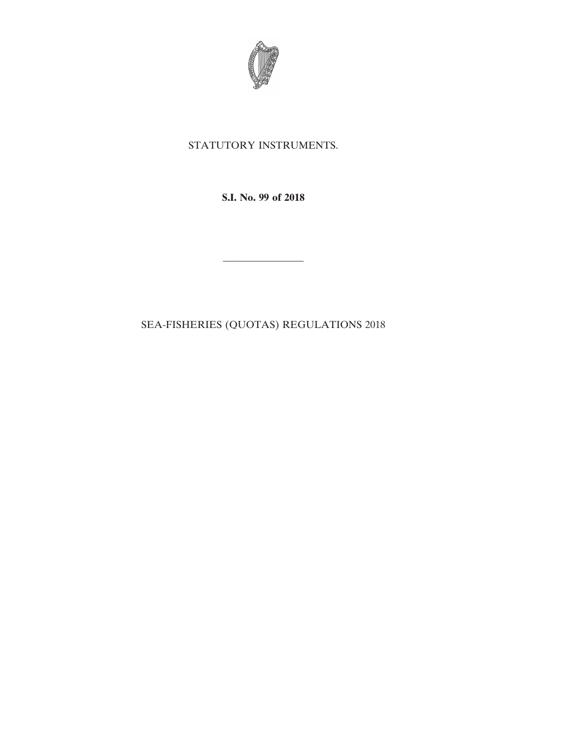STATUTORY INSTRUMENTS.

**S.I. No. 99 of 2018**

---

SEA-FISHERIES (QUOTAS) REGULATIONS 2018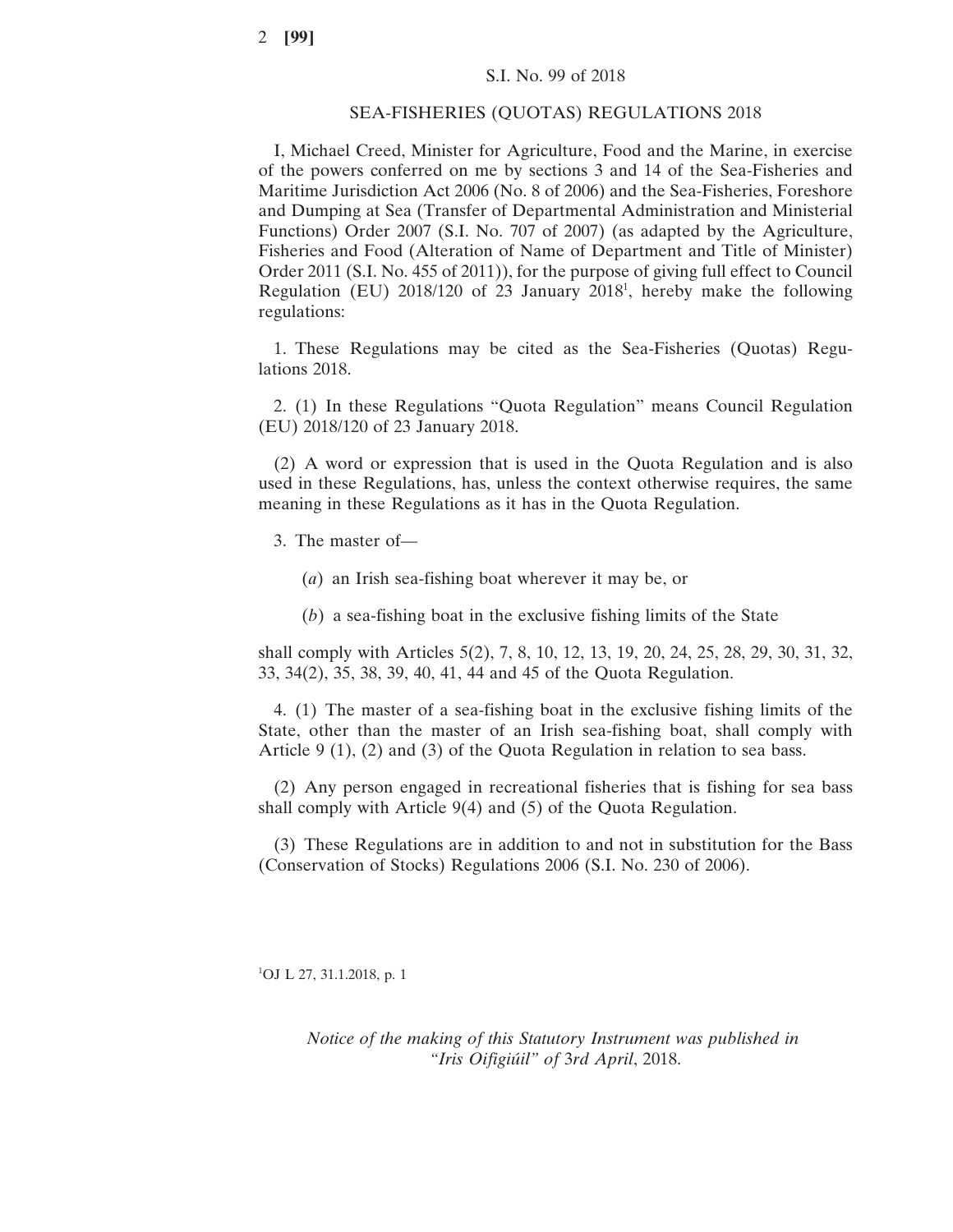S.I. No. 99 of 2018

SEA-FISHERIES (QUOTAS) REGULATIONS 2018

I, Michael Creed, Minister for Agriculture, Food and the Marine, in exercise of the powers conferred on me by sections 3 and 14 of the Sea-Fisheries and Maritime Jurisdiction Act 2006 (No. 8 of 2006) and the Sea-Fisheries, Foreshore and Dumping at Sea (Transfer of Departmental Administration and Ministerial Functions) Order 2007 (S.I. No. 707 of 2007) (as adapted by the Agriculture, Fisheries and Food (Alteration of Name of Department and Title of Minister) Order 2011 (S.I. No. 455 of 2011)), for the purpose of giving full effect to Council Regulation (EU) 2018/120 of 23 January 2018[1], hereby make the following regulations:

1. These Regulations may be cited as the Sea-Fisheries (Quotas) Regulations 2018.

2. (1) In these Regulations "Quota Regulation" means Council Regulation (EU) 2018/120 of 23 January 2018.

(2) A word or expression that is used in the Quota Regulation and is also used in these Regulations, has, unless the context otherwise requires, the same meaning in these Regulations as it has in the Quota Regulation.

3. The master of—

(*a*) an Irish sea-fishing boat wherever it may be, or

(*b*) a sea-fishing boat in the exclusive fishing limits of the State

shall comply with Articles 5(2), 7, 8, 10, 12, 13, 19, 20, 24, 25, 28, 29, 30, 31, 32, 33, 34(2), 35, 38, 39, 40, 41, 44 and 45 of the Quota Regulation.

4. (1) The master of a sea-fishing boat in the exclusive fishing limits of the State, other than the master of an Irish sea-fishing boat, shall comply with Article 9 (1), (2) and (3) of the Quota Regulation in relation to sea bass.

(2) Any person engaged in recreational fisheries that is fishing for sea bass shall comply with Article 9(4) and (5) of the Quota Regulation.

(3) These Regulations are in addition to and not in substitution for the Bass (Conservation of Stocks) Regulations 2006 (S.I. No. 230 of 2006).

[1]OJ L 27, 31.1.2018, p. 1

*Notice of the making of this Statutory Instrument was published in "Iris Oifigiúil" of* 3*rd April*, 2018.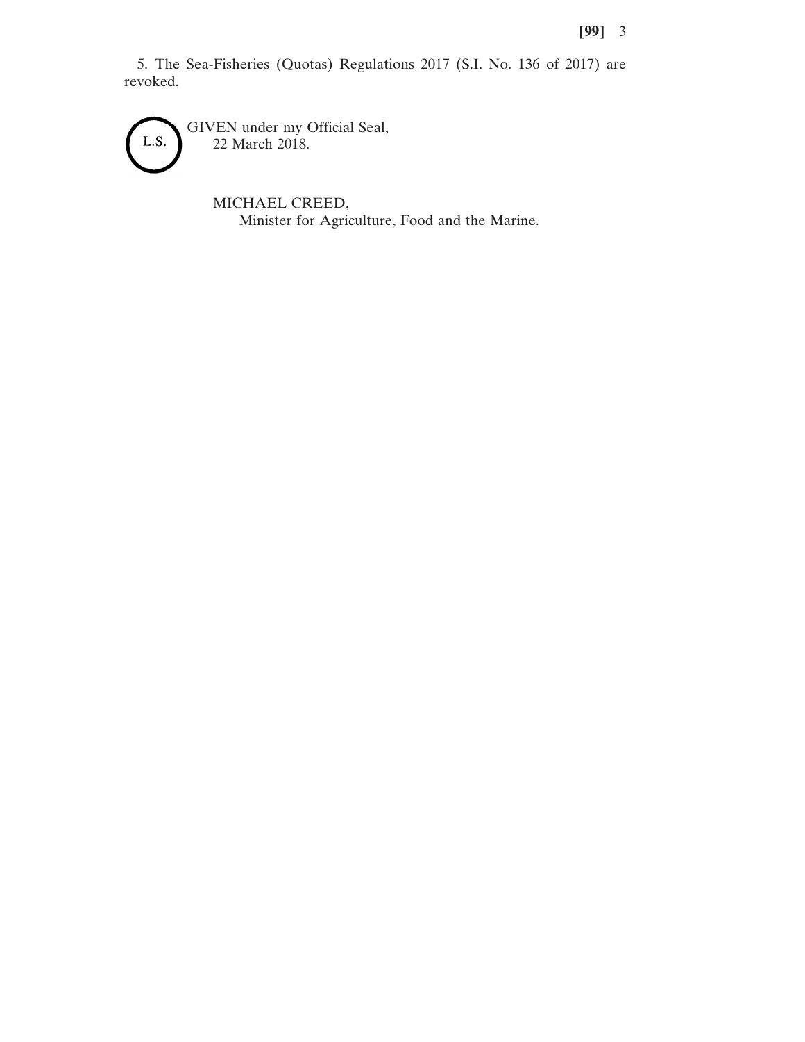5. The Sea-Fisheries (Quotas) Regulations 2017 (S.I. No. 136 of 2017) are revoked.

L.S.

GIVEN under my Official Seal,
22 March 2018.

MICHAEL CREED,
Minister for Agriculture, Food and the Marine.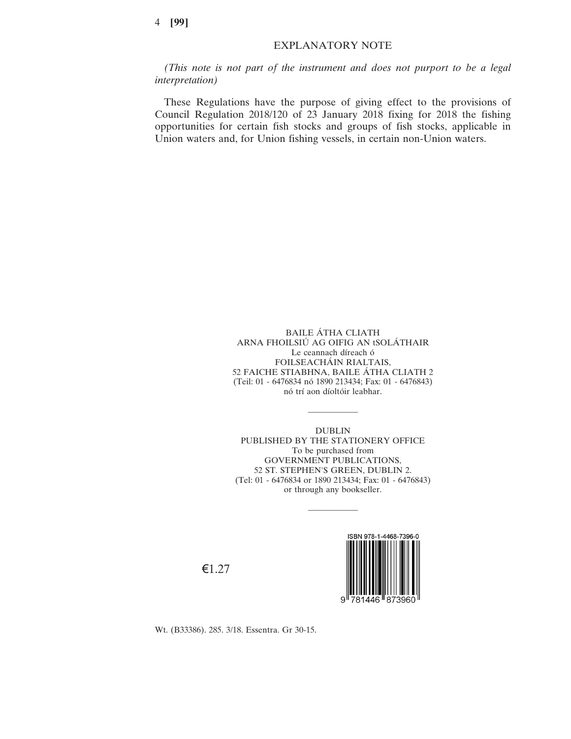## EXPLANATORY NOTE

*(This note is not part of the instrument and does not purport to be a legal interpretation)*

These Regulations have the purpose of giving effect to the provisions of Council Regulation 2018/120 of 23 January 2018 fixing for 2018 the fishing opportunities for certain fish stocks and groups of fish stocks, applicable in Union waters and, for Union fishing vessels, in certain non-Union waters.

BAILE ÁTHA CLIATH
ARNA FHOILSIÚ AG OIFIG AN tSOLÁTHAIR
Le ceannach díreach ó
FOILSEACHÁIN RIALTAIS,
52 FAICHE STIABHNA, BAILE ÁTHA CLIATH 2
(Teil: 01 - 6476834 nó 1890 213434; Fax: 01 - 6476843)
nó trí aon díoltóir leabhar.

---

DUBLIN
PUBLISHED BY THE STATIONERY OFFICE
To be purchased from
GOVERNMENT PUBLICATIONS,
52 ST. STEPHEN'S GREEN, DUBLIN 2.
(Tel: 01 - 6476834 or 1890 213434; Fax: 01 - 6476843)
or through any bookseller.

---

€1.27

ISBN 978-1-4468-7396-0

9 781446 873960

Wt. (B33386). 285. 3/18. Essentra. Gr 30-15.